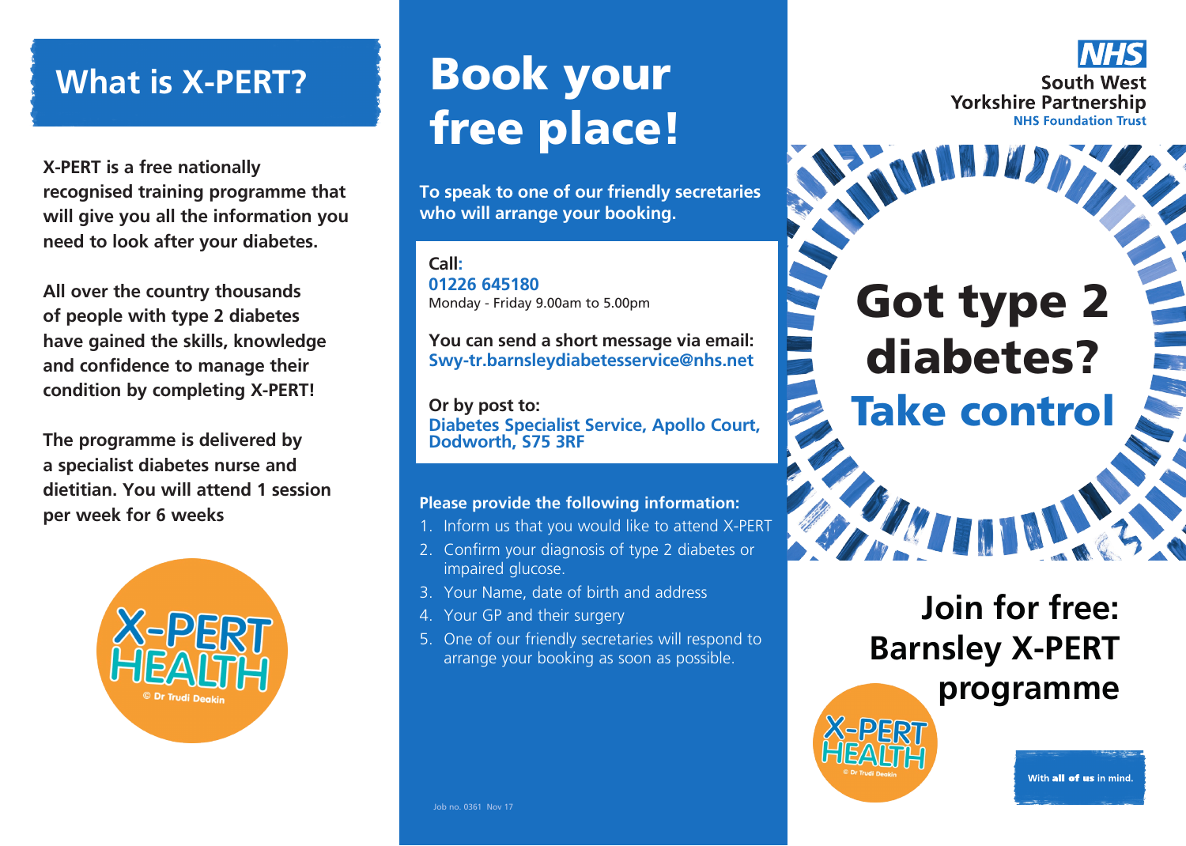## What is X-PERT?

**X-PERT is a free nationally recognised training programme that will give you all the information you need to look after your diabetes.**

**All over the country thousands of people with type 2 diabetes have gained the skills, knowledge and confidence to manage their condition by completing X-PERT!**

**The programme is delivered by a specialist diabetes nurse and dietitian. You will attend 1 session per week for 6 weeks**

X-PERT HEALTH
© Dr Trudi Deakin

# Book your free place!

**To speak to one of our friendly secretaries who will arrange your booking.**

**Call:**
**01226 645180**
Monday - Friday 9.00am to 5.00pm

**You can send a short message via email:**
**Swy-tr.barnsleydiabetesservice@nhs.net**

**Or by post to:**
**Diabetes Specialist Service, Apollo Court, Dodworth, S75 3RF**

**Please provide the following information:**

1. Inform us that you would like to attend X-PERT
2. Confirm your diagnosis of type 2 diabetes or impaired glucose.
3. Your Name, date of birth and address
4. Your GP and their surgery
5. One of our friendly secretaries will respond to arrange your booking as soon as possible.

Job no. 0361 Nov 17

NHS
South West Yorkshire Partnership
NHS Foundation Trust

# Got type 2 diabetes?
# Take control

## Join for free: Barnsley X-PERT programme

X-PERT HEALTH
© Dr Trudi Deakin

With **all of us** in mind.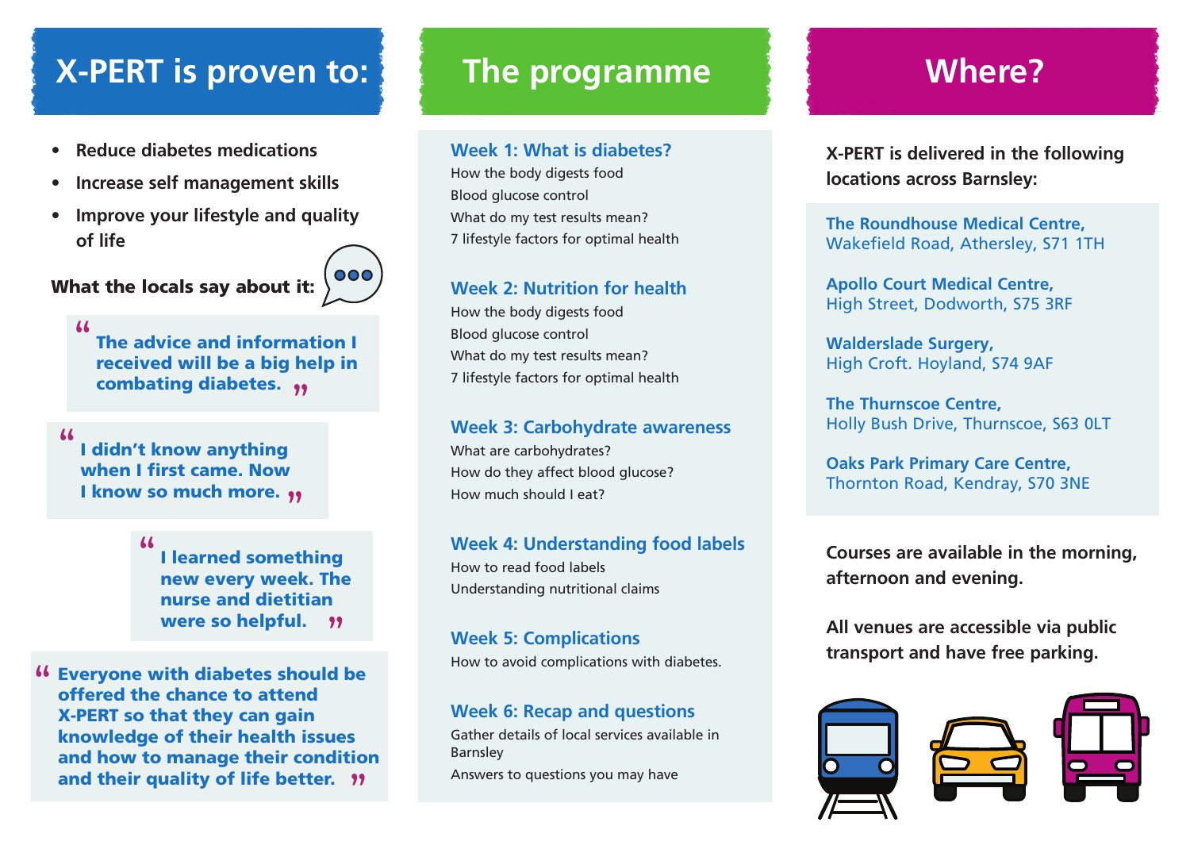## X-PERT is proven to:

- Reduce diabetes medications
- Increase self management skills
- Improve your lifestyle and quality of life

**What the locals say about it:**

> “The advice and information I received will be a big help in combating diabetes.”

> “I didn’t know anything when I first came. Now I know so much more.”

> “I learned something new every week. The nurse and dietitian were so helpful.”

> “Everyone with diabetes should be offered the chance to attend X-PERT so that they can gain knowledge of their health issues and how to manage their condition and their quality of life better.”

## The programme

### Week 1: What is diabetes?

How the body digests food
Blood glucose control
What do my test results mean?
7 lifestyle factors for optimal health

### Week 2: Nutrition for health

How the body digests food
Blood glucose control
What do my test results mean?
7 lifestyle factors for optimal health

### Week 3: Carbohydrate awareness

What are carbohydrates?
How do they affect blood glucose?
How much should I eat?

### Week 4: Understanding food labels

How to read food labels
Understanding nutritional claims

### Week 5: Complications

How to avoid complications with diabetes.

### Week 6: Recap and questions

Gather details of local services available in Barnsley
Answers to questions you may have

## Where?

**X-PERT is delivered in the following locations across Barnsley:**

**The Roundhouse Medical Centre,**
Wakefield Road, Athersley, S71 1TH

**Apollo Court Medical Centre,**
High Street, Dodworth, S75 3RF

**Walderslade Surgery,**
High Croft. Hoyland, S74 9AF

**The Thurnscoe Centre,**
Holly Bush Drive, Thurnscoe, S63 0LT

**Oaks Park Primary Care Centre,**
Thornton Road, Kendray, S70 3NE

**Courses are available in the morning, afternoon and evening.**

**All venues are accessible via public transport and have free parking.**